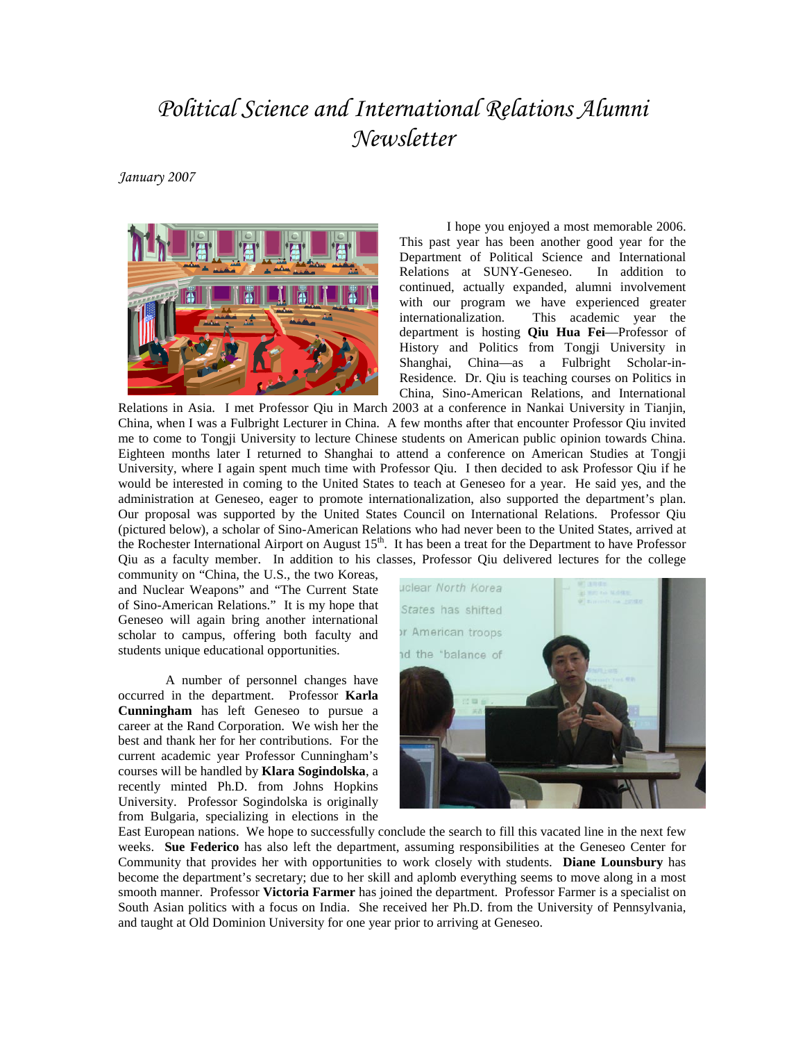# *Political Science and International Relations Alumni Newsletter*

*January 2007*

I hope you enjoyed a most memorable 2006. This past year has been another good year for the Department of Political Science and International Relations at SUNY-Geneseo. In addition to continued, actually expanded, alumni involvement with our program we have experienced greater internationalization. This academic year the department is hosting **Qiu Hua Fei**—Professor of History and Politics from Tongji University in Shanghai, China—as a Fulbright Scholar-in-Residence. Dr. Qiu is teaching courses on Politics in China, Sino-American Relations, and International Relations in Asia. I met Professor Qiu in March 2003 at a conference in Nankai University in Tianjin, China, when I was a Fulbright Lecturer in China. A few months after that encounter Professor Qiu invited me to come to Tongji University to lecture Chinese students on American public opinion towards China. Eighteen months later I returned to Shanghai to attend a conference on American Studies at Tongji University, where I again spent much time with Professor Qiu. I then decided to ask Professor Qiu if he would be interested in coming to the United States to teach at Geneseo for a year. He said yes, and the administration at Geneseo, eager to promote internationalization, also supported the department's plan. Our proposal was supported by the United States Council on International Relations. Professor Qiu (pictured below), a scholar of Sino-American Relations who had never been to the United States, arrived at the Rochester International Airport on August 15th. It has been a treat for the Department to have Professor Qiu as a faculty member. In addition to his classes, Professor Qiu delivered lectures for the college community on "China, the U.S., the two Koreas, and Nuclear Weapons" and "The Current State of Sino-American Relations." It is my hope that Geneseo will again bring another international scholar to campus, offering both faculty and students unique educational opportunities.

A number of personnel changes have occurred in the department. Professor **Karla Cunningham** has left Geneseo to pursue a career at the Rand Corporation. We wish her the best and thank her for her contributions. For the current academic year Professor Cunningham's courses will be handled by **Klara Sogindolska**, a recently minted Ph.D. from Johns Hopkins University. Professor Sogindolska is originally from Bulgaria, specializing in elections in the East European nations. We hope to successfully conclude the search to fill this vacated line in the next few weeks. **Sue Federico** has also left the department, assuming responsibilities at the Geneseo Center for Community that provides her with opportunities to work closely with students. **Diane Lounsbury** has become the department's secretary; due to her skill and aplomb everything seems to move along in a most smooth manner. Professor **Victoria Farmer** has joined the department. Professor Farmer is a specialist on South Asian politics with a focus on India. She received her Ph.D. from the University of Pennsylvania, and taught at Old Dominion University for one year prior to arriving at Geneseo.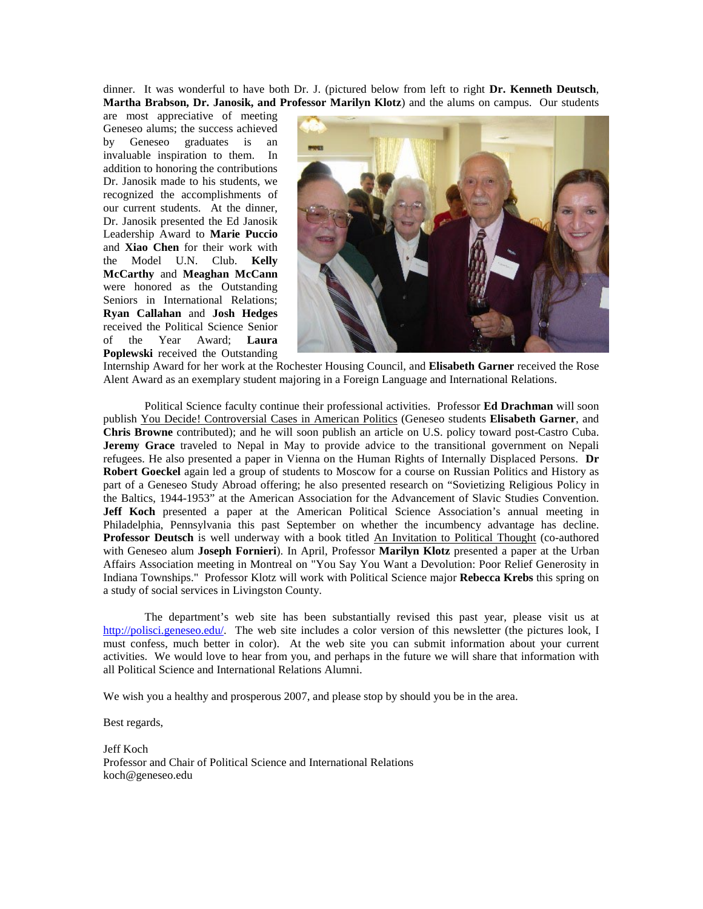dinner. It was wonderful to have both Dr. J. (pictured below from left to right **Dr. Kenneth Deutsch**, **Martha Brabson, Dr. Janosik, and Professor Marilyn Klotz**) and the alums on campus. Our students are most appreciative of meeting Geneseo alums; the success achieved by Geneseo graduates is an invaluable inspiration to them. In addition to honoring the contributions Dr. Janosik made to his students, we recognized the accomplishments of our current students. At the dinner, Dr. Janosik presented the Ed Janosik Leadership Award to **Marie Puccio** and **Xiao Chen** for their work with the Model U.N. Club. **Kelly McCarthy** and **Meaghan McCann** were honored as the Outstanding Seniors in International Relations; **Ryan Callahan** and **Josh Hedges** received the Political Science Senior of the Year Award; **Laura Poplewski** received the Outstanding Internship Award for her work at the Rochester Housing Council, and **Elisabeth Garner** received the Rose Alent Award as an exemplary student majoring in a Foreign Language and International Relations.

Political Science faculty continue their professional activities. Professor **Ed Drachman** will soon publish You Decide! Controversial Cases in American Politics (Geneseo students **Elisabeth Garner**, and **Chris Browne** contributed); and he will soon publish an article on U.S. policy toward post-Castro Cuba. **Jeremy Grace** traveled to Nepal in May to provide advice to the transitional government on Nepali refugees. He also presented a paper in Vienna on the Human Rights of Internally Displaced Persons. **Dr Robert Goeckel** again led a group of students to Moscow for a course on Russian Politics and History as part of a Geneseo Study Abroad offering; he also presented research on "Sovietizing Religious Policy in the Baltics, 1944-1953" at the American Association for the Advancement of Slavic Studies Convention. **Jeff Koch** presented a paper at the American Political Science Association's annual meeting in Philadelphia, Pennsylvania this past September on whether the incumbency advantage has decline. **Professor Deutsch** is well underway with a book titled An Invitation to Political Thought (co-authored with Geneseo alum **Joseph Fornieri**). In April, Professor **Marilyn Klotz** presented a paper at the Urban Affairs Association meeting in Montreal on "You Say You Want a Devolution: Poor Relief Generosity in Indiana Townships." Professor Klotz will work with Political Science major **Rebecca Krebs** this spring on a study of social services in Livingston County.

The department's web site has been substantially revised this past year, please visit us at http://polisci.geneseo.edu/. The web site includes a color version of this newsletter (the pictures look, I must confess, much better in color). At the web site you can submit information about your current activities. We would love to hear from you, and perhaps in the future we will share that information with all Political Science and International Relations Alumni.

We wish you a healthy and prosperous 2007, and please stop by should you be in the area.

Best regards,

Jeff Koch
Professor and Chair of Political Science and International Relations
koch@geneseo.edu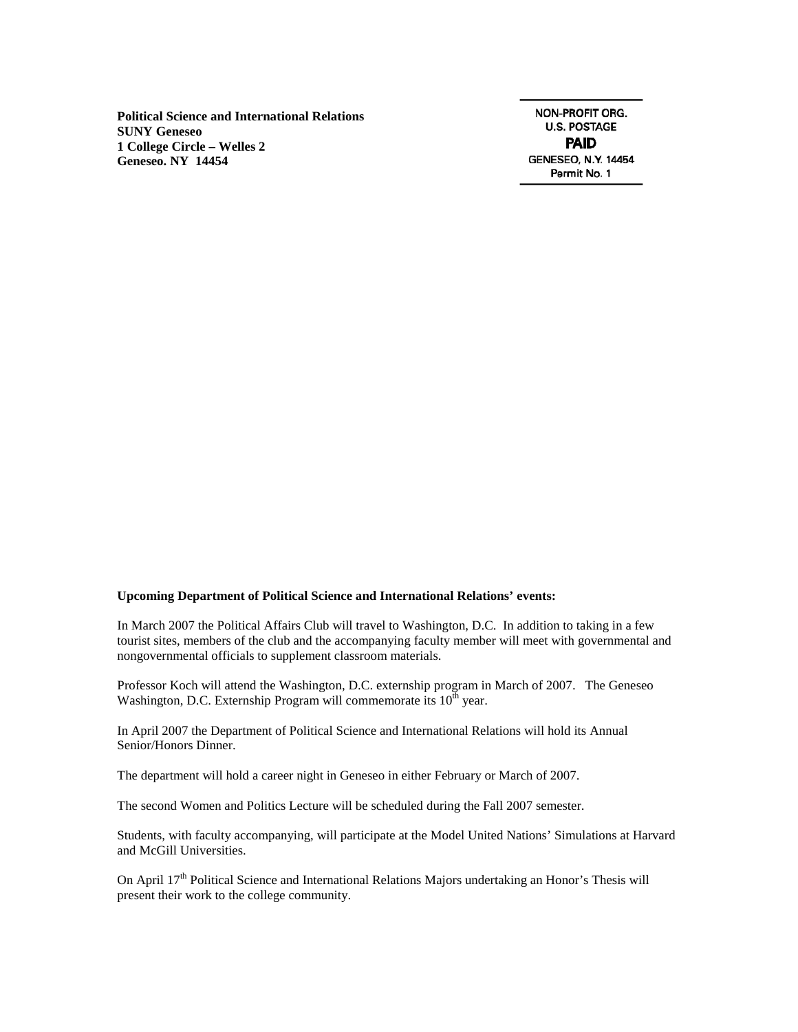**Political Science and International Relations**
**SUNY Geneseo**
**1 College Circle – Welles 2**
**Geneseo. NY 14454**

NON-PROFIT ORG.
U.S. POSTAGE
**PAID**
GENESEO, N.Y. 14454
Permit No. 1

**Upcoming Department of Political Science and International Relations' events:**

In March 2007 the Political Affairs Club will travel to Washington, D.C. In addition to taking in a few tourist sites, members of the club and the accompanying faculty member will meet with governmental and nongovernmental officials to supplement classroom materials.

Professor Koch will attend the Washington, D.C. externship program in March of 2007. The Geneseo Washington, D.C. Externship Program will commemorate its 10th year.

In April 2007 the Department of Political Science and International Relations will hold its Annual Senior/Honors Dinner.

The department will hold a career night in Geneseo in either February or March of 2007.

The second Women and Politics Lecture will be scheduled during the Fall 2007 semester.

Students, with faculty accompanying, will participate at the Model United Nations' Simulations at Harvard and McGill Universities.

On April 17th Political Science and International Relations Majors undertaking an Honor's Thesis will present their work to the college community.